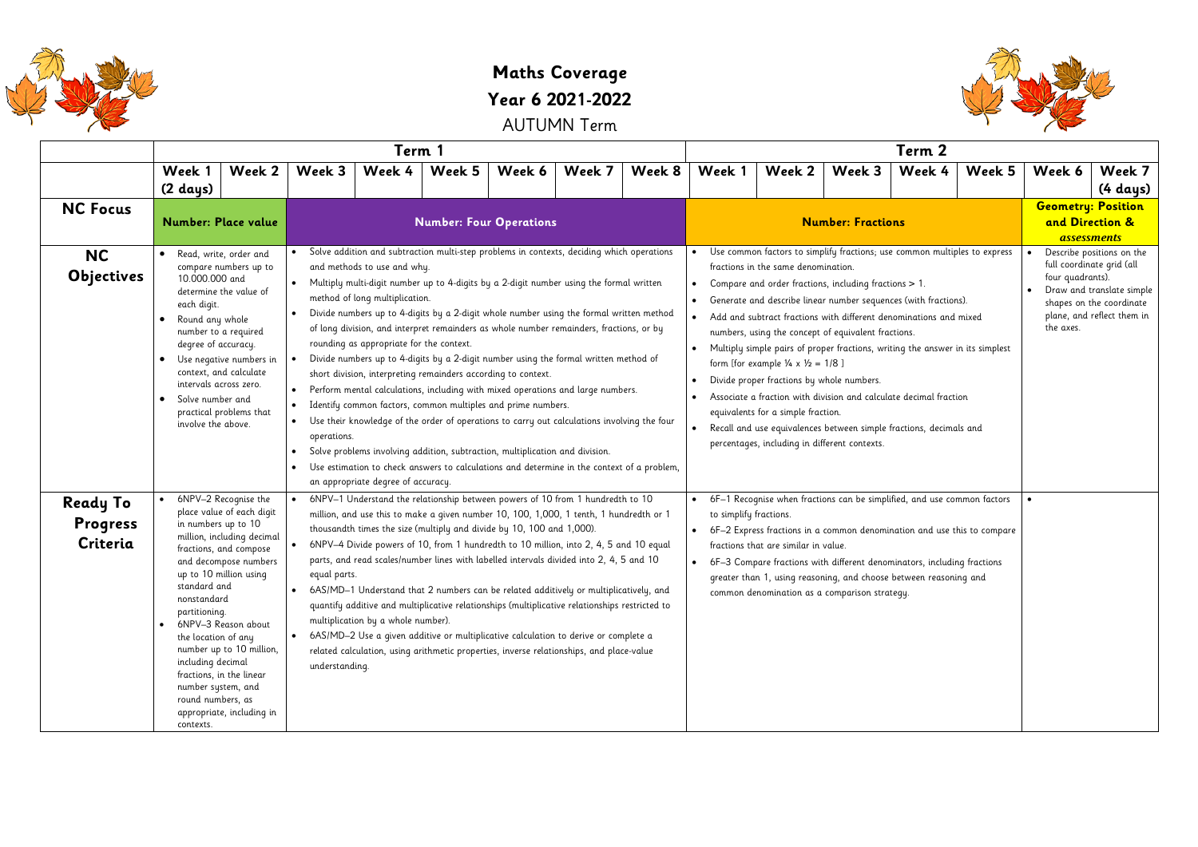# Maths Coverage

## Year 6 2021-2022

### AUTUMN Term

| | Term 1 | | | | | | | | Term 2 | | | | | | |
|---|---|---|---|---|---|---|---|---|---|---|---|---|---|---|---|
| | Week 1 (2 days) | Week 2 | Week 3 | Week 4 | Week 5 | Week 6 | Week 7 | Week 8 | Week 1 | Week 2 | Week 3 | Week 4 | Week 5 | Week 6 | Week 7 (4 days) |
| **NC Focus** | **Number: Place value** | | **Number: Four Operations** | | | | | | **Number: Fractions** | | | | | **Geometry: Position and Direction & *assessments*** | |
| **NC Objectives** | • Read, write, order and compare numbers up to 10.000.000 and determine the value of each digit. • Round any whole number to a required degree of accuracy. • Use negative numbers in context, and calculate intervals across zero. • Solve number and practical problems that involve the above. | | • Solve addition and subtraction multi-step problems in contexts, deciding which operations and methods to use and why. • Multiply multi-digit number up to 4-digits by a 2-digit number using the formal written method of long multiplication. • Divide numbers up to 4-digits by a 2-digit whole number using the formal written method of long division, and interpret remainders as whole number remainders, fractions, or by rounding as appropriate for the context. • Divide numbers up to 4-digits by a 2-digit number using the formal written method of short division, interpreting remainders according to context. • Perform mental calculations, including with mixed operations and large numbers. • Identify common factors, common multiples and prime numbers. • Use their knowledge of the order of operations to carry out calculations involving the four operations. • Solve problems involving addition, subtraction, multiplication and division. • Use estimation to check answers to calculations and determine in the context of a problem, an appropriate degree of accuracy. | | | | | | • Use common factors to simplify fractions; use common multiples to express fractions in the same denomination. • Compare and order fractions, including fractions > 1. • Generate and describe linear number sequences (with fractions). • Add and subtract fractions with different denominations and mixed numbers, using the concept of equivalent fractions. • Multiply simple pairs of proper fractions, writing the answer in its simplest form [for example ¼ x ½ = 1/8 ] • Divide proper fractions by whole numbers. • Associate a fraction with division and calculate decimal fraction equivalents for a simple fraction. • Recall and use equivalences between simple fractions, decimals and percentages, including in different contexts. | | | | | • Describe positions on the full coordinate grid (all four quadrants). • Draw and translate simple shapes on the coordinate plane, and reflect them in the axes. | |
| **Ready To Progress Criteria** | • 6NPV–2 Recognise the place value of each digit in numbers up to 10 million, including decimal fractions, and compose and decompose numbers up to 10 million using standard and nonstandard partitioning. • 6NPV–3 Reason about the location of any number up to 10 million, including decimal fractions, in the linear number system, and round numbers, as appropriate, including in contexts. | | • 6NPV–1 Understand the relationship between powers of 10 from 1 hundredth to 10 million, and use this to make a given number 10, 100, 1,000, 1 tenth, 1 hundredth or 1 thousandth times the size (multiply and divide by 10, 100 and 1,000). • 6NPV–4 Divide powers of 10, from 1 hundredth to 10 million, into 2, 4, 5 and 10 equal parts, and read scales/number lines with labelled intervals divided into 2, 4, 5 and 10 equal parts. • 6AS/MD–1 Understand that 2 numbers can be related additively or multiplicatively, and quantify additive and multiplicative relationships (multiplicative relationships restricted to multiplication by a whole number). • 6AS/MD–2 Use a given additive or multiplicative calculation to derive or complete a related calculation, using arithmetic properties, inverse relationships, and place-value understanding. | | | | | | • 6F–1 Recognise when fractions can be simplified, and use common factors to simplify fractions. • 6F–2 Express fractions in a common denomination and use this to compare fractions that are similar in value. • 6F–3 Compare fractions with different denominators, including fractions greater than 1, using reasoning, and choose between reasoning and common denomination as a comparison strategy. | | | | | • | |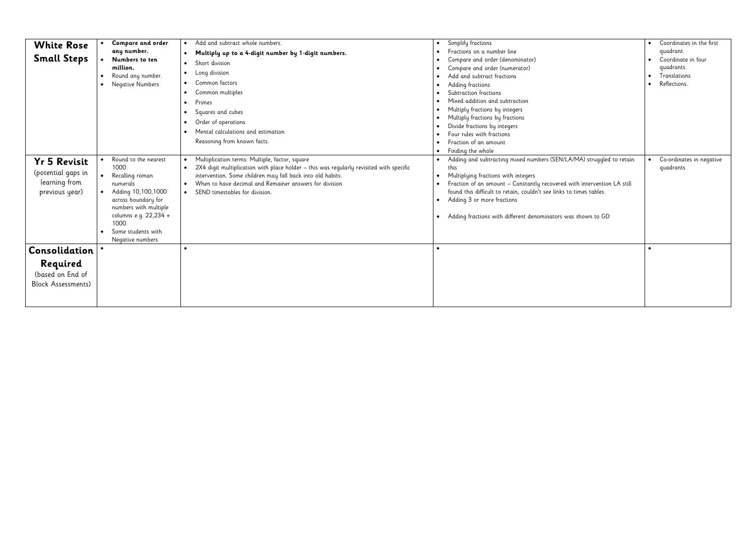| **White Rose Small Steps** | • **Compare and order any number.**<br>• **Numbers to ten million.**<br>• Round any number.<br>• Negative Numbers | • Add and subtract whole numbers.<br>• **Multiply up to a 4-digit number by 1-digit numbers.**<br>• Short division<br>• Long division<br>• Common factors<br>• Common multiples<br>• Primes<br>• Squares and cubes<br>• Order of operations<br>• Mental calculations and estimation<br>Reasoning from known facts. | • Simplify fractions<br>• Fractions on a number line<br>• Compare and order (denominator)<br>• Compare and order (numerator)<br>• Add and subtract fractions<br>• Adding fractions<br>• Subtraction fractions<br>• Mixed addition and subtraction<br>• Multiply fractions by integers<br>• Multiply fractions by fractions<br>• Divide fractions by integers<br>• Four rules with fractions<br>• Fraction of an amount<br>• Finding the whole | • Coordinates in the first quadrant.<br>• Coordinate in four quadrants.<br>• Translations<br>• Reflections. |
|---|---|---|---|---|
| **Yr 5 Revisit** (potential gaps in learning from previous year) | • Round to the nearest 1000.<br>• Recalling roman numerals<br>• Adding 10,100,1000 across boundary for numbers with multiple columns e.g. 22,234 + 1000.<br>• Some students with Negative numbers | • Multiplication terms: Multiple, factor, square<br>• 2X4 digit multiplication with place holder – this was regularly revisited with specific intervention. Some children may fall back into old habits.<br>• When to have decimal and Remainer answers for division<br>• SEND timestables for division. | • Adding and subtracting mixed numbers (SEN/LA/MA) struggled to retain this<br>• Multiplying fractions with integers<br>• Fraction of an amount – Constantly recovered with intervention LA still found this difficult to retain, couldn't see links to times tables.<br>• Adding 3 or more fractions<br><br>• Adding fractions with different denominators was shown to GD | • Co-ordinates in negative quadrants |
| **Consolidation Required** (based on End of Block Assessments) | • | • | • | • |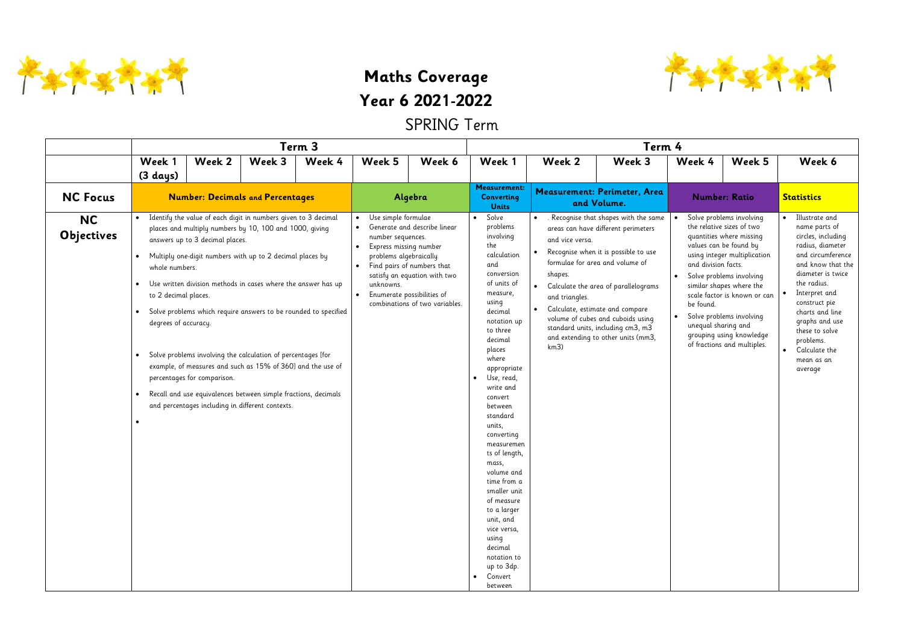# Maths Coverage

# Year 6 2021-2022

## SPRING Term

| | Term 3 | | | | | | Term 4 | | | | | |
|---|---|---|---|---|---|---|---|---|---|---|---|---|
| | Week 1 (3 days) | Week 2 | Week 3 | Week 4 | Week 5 | Week 6 | Week 1 | Week 2 | Week 3 | Week 4 | Week 5 | Week 6 |
| **NC Focus** | **Number: Decimals and Percentages** | | | | **Algebra** | | **Measurement: Converting Units** | **Measurement: Perimeter, Area and Volume.** | | **Number: Ratio** | | **Statistics** |
| **NC Objectives** | • Identify the value of each digit in numbers given to 3 decimal places and multiply numbers by 10, 100 and 1000, giving answers up to 3 decimal places.<br>• Multiply one-digit numbers with up to 2 decimal places by whole numbers.<br>• Use written division methods in cases where the answer has up to 2 decimal places.<br>• Solve problems which require answers to be rounded to specified degrees of accuracy.<br>• Solve problems involving the calculation of percentages [for example, of measures and such as 15% of 360] and the use of percentages for comparison.<br>• Recall and use equivalences between simple fractions, decimals and percentages including in different contexts.<br>• | | | | • Use simple formulae<br>• Generate and describe linear number sequences.<br>• Express missing number problems algebraically<br>• Find pairs of numbers that satisfy an equation with two unknowns.<br>• Enumerate possibilities of combinations of two variables. | | • Solve problems involving the calculation and conversion of units of measure, using decimal notation up to three decimal places where appropriate<br>• Use, read, write and convert between standard units, converting measurements of length, mass, volume and time from a smaller unit of measure to a larger unit, and vice versa, using decimal notation to up to 3dp.<br>• Convert between | • . Recognise that shapes with the same areas can have different perimeters and vice versa.<br>• Recognise when it is possible to use formulae for area and volume of shapes.<br>• Calculate the area of parallelograms and triangles.<br>• Calculate, estimate and compare volume of cubes and cuboids using standard units, including cm3, m3 and extending to other units (mm3, km3) | | • Solve problems involving the relative sizes of two quantities where missing values can be found by using integer multiplication and division facts.<br>• Solve problems involving similar shapes where the scale factor is known or can be found.<br>• Solve problems involving unequal sharing and grouping using knowledge of fractions and multiples. | | • Illustrate and name parts of circles, including radius, diameter and circumference and know that the diameter is twice the radius.<br>• Interpret and construct pie charts and line graphs and use these to solve problems.<br>• Calculate the mean as an average |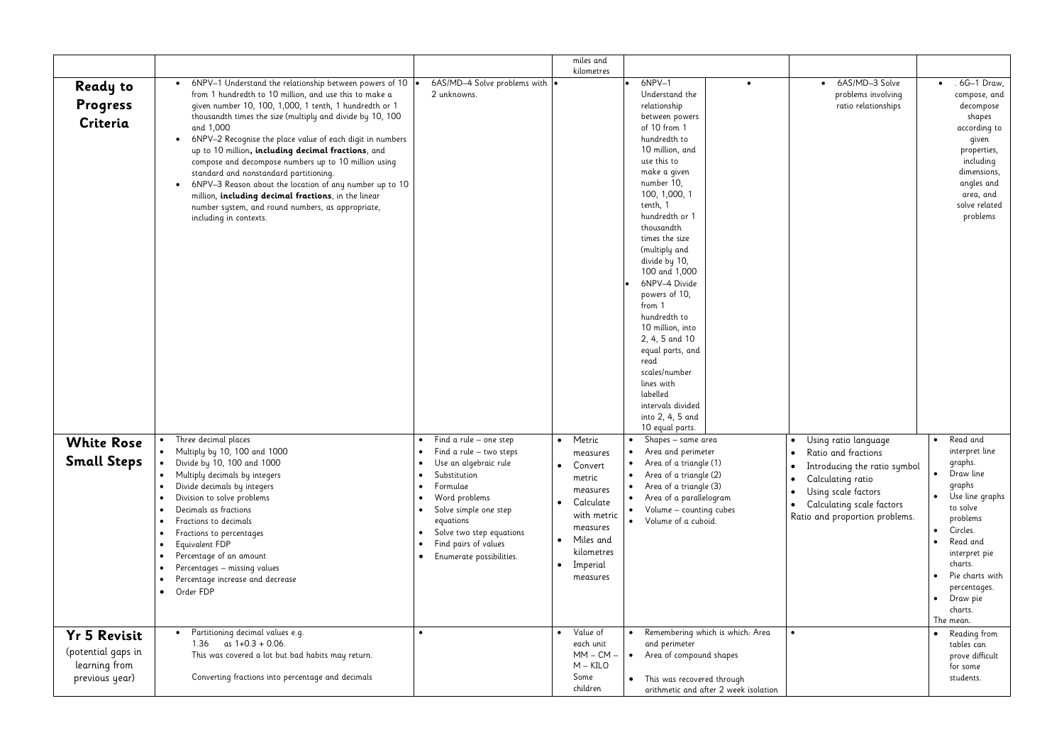| | | | miles and kilometres | | | |
|---|---|---|---|---|---|---|
| **Ready to Progress Criteria** | • 6NPV–1 Understand the relationship between powers of 10 from 1 hundredth to 10 million, and use this to make a given number 10, 100, 1,000, 1 tenth, 1 hundredth or 1 thousandth times the size (multiply and divide by 10, 100 and 1,000<br>• 6NPV–2 Recognise the place value of each digit in numbers up to 10 million**, including decimal fractions**, and compose and decompose numbers up to 10 million using standard and nonstandard partitioning.<br>• 6NPV–3 Reason about the location of any number up to 10 million, **including decimal fractions**, in the linear number system, and round numbers, as appropriate, including in contexts. | • 6AS/MD–4 Solve problems with 2 unknowns. | • | • 6NPV–1 Understand the relationship between powers of 10 from 1 hundredth to 10 million, and use this to make a given number 10, 100, 1,000, 1 tenth, 1 hundredth or 1 thousandth times the size (multiply and divide by 10, 100 and 1,000<br>• 6NPV–4 Divide powers of 10, from 1 hundredth to 10 million, into 2, 4, 5 and 10 equal parts, and read scales/number lines with labelled intervals divided into 2, 4, 5 and 10 equal parts.<br>• | • 6AS/MD–3 Solve problems involving ratio relationships | • . 6G–1 Draw, compose, and decompose shapes according to given properties, including dimensions, angles and area, and solve related problems |
| **White Rose Small Steps** | • Three decimal places<br>• Multiply by 10, 100 and 1000<br>• Divide by 10, 100 and 1000<br>• Multiply decimals by integers<br>• Divide decimals by integers<br>• Division to solve problems<br>• Decimals as fractions<br>• Fractions to decimals<br>• Fractions to percentages<br>• Equivalent FDP<br>• Percentage of an amount<br>• Percentages – missing values<br>• Percentage increase and decrease<br>• Order FDP | • Find a rule – one step<br>• Find a rule – two steps<br>• Use an algebraic rule<br>• Substitution<br>• Formulae<br>• Word problems<br>• Solve simple one step equations<br>• Solve two step equations<br>• Find pairs of values<br>• Enumerate possibilities. | • Metric measures<br>• Convert metric measures<br>• Calculate with metric measures<br>• Miles and kilometres<br>• Imperial measures | • Shapes – same area<br>• Area and perimeter<br>• Area of a triangle (1)<br>• Area of a triangle (2)<br>• Area of a triangle (3)<br>• Area of a parallelogram<br>• Volume – counting cubes<br>• Volume of a cuboid. | • Using ratio language<br>• Ratio and fractions<br>• Introducing the ratio symbol<br>• Calculating ratio<br>• Using scale factors<br>• Calculating scale factors<br>Ratio and proportion problems. | • Read and interpret line graphs.<br>• Draw line graphs<br>• Use line graphs to solve problems<br>• Circles.<br>• Read and interpret pie charts.<br>• Pie charts with percentages.<br>• Draw pie charts.<br>The mean. |
| **Yr 5 Revisit** (potential gaps in learning from previous year) | • Partitioning decimal values e.g. 1.36 as 1+0.3 + 0.06. This was covered a lot but bad habits may return.<br><br>Converting fractions into percentage and decimals | • | • Value of each unit MM – CM – M – KILO Some children | • Remembering which is which: Area and perimeter<br>• Area of compound shapes<br><br>• This was recovered through arithmetic and after 2 week isolation | • | • Reading from tables can prove difficult for some students. |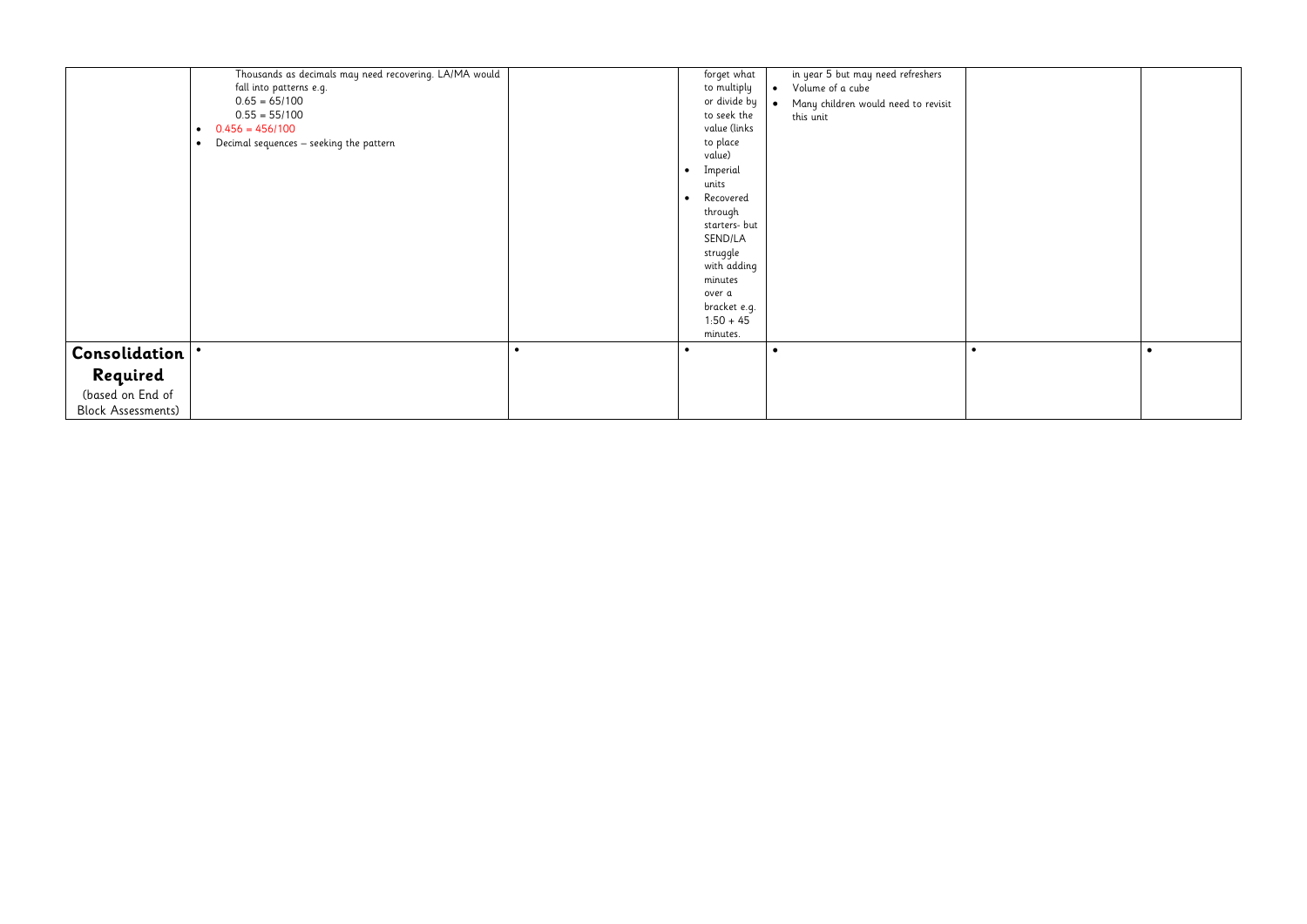| | | | | | | |
|---|---|---|---|---|---|---|
| | Thousands as decimals may need recovering. LA/MA would fall into patterns e.g.<br>0.65 = 65/100<br>0.55 = 55/100<br>• 0.456 = 456/100<br>• Decimal sequences – seeking the pattern | | forget what to multiply or divide by to seek the value (links to place value)<br>• Imperial units<br>• Recovered through starters- but SEND/LA struggle with adding minutes over a bracket e.g. 1:50 + 45 minutes. | in year 5 but may need refreshers<br>• Volume of a cube<br>• Many children would need to revisit this unit | | |
| **Consolidation Required** (based on End of Block Assessments) | • | • | • | • | • | • |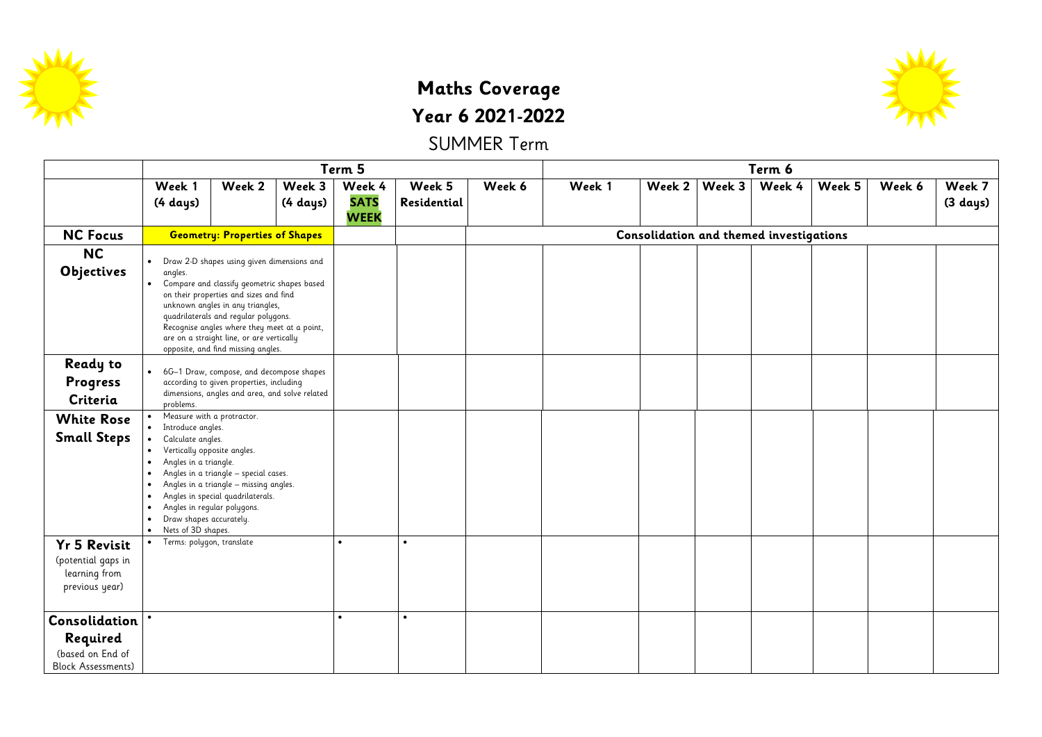# Maths Coverage

# Year 6 2021-2022

## SUMMER Term

| | Term 5 | | | | | | Term 6 | | | | | | |
|---|---|---|---|---|---|---|---|---|---|---|---|---|---|
| | **Week 1 (4 days)** | **Week 2** | **Week 3 (4 days)** | **Week 4 SATS WEEK** | **Week 5 Residential** | **Week 6** | **Week 1** | **Week 2** | **Week 3** | **Week 4** | **Week 5** | **Week 6** | **Week 7 (3 days)** |
| **NC Focus** | **Geometry: Properties of Shapes** | | | | | **Consolidation and themed investigations** | | | | | | | |
| **NC Objectives** | • Draw 2-D shapes using given dimensions and angles.<br>• Compare and classify geometric shapes based on their properties and sizes and find unknown angles in any triangles, quadrilaterals and regular polygons. Recognise angles where they meet at a point, are on a straight line, or are vertically opposite, and find missing angles. | | | | | | | | | | | | |
| **Ready to Progress Criteria** | • 6G–1 Draw, compose, and decompose shapes according to given properties, including dimensions, angles and area, and solve related problems. | | | | | | | | | | | | |
| **White Rose Small Steps** | • Measure with a protractor.<br>• Introduce angles.<br>• Calculate angles.<br>• Vertically opposite angles.<br>• Angles in a triangle.<br>• Angles in a triangle – special cases.<br>• Angles in a triangle – missing angles.<br>• Angles in special quadrilaterals.<br>• Angles in regular polygons.<br>• Draw shapes accurately.<br>• Nets of 3D shapes. | | | | | | | | | | | | |
| **Yr 5 Revisit** (potential gaps in learning from previous year) | • Terms: polygon, translate | | | • | • | | | | | | | | |
| **Consolidation Required** (based on End of Block Assessments) | • | | | • | • | | | | | | | | |